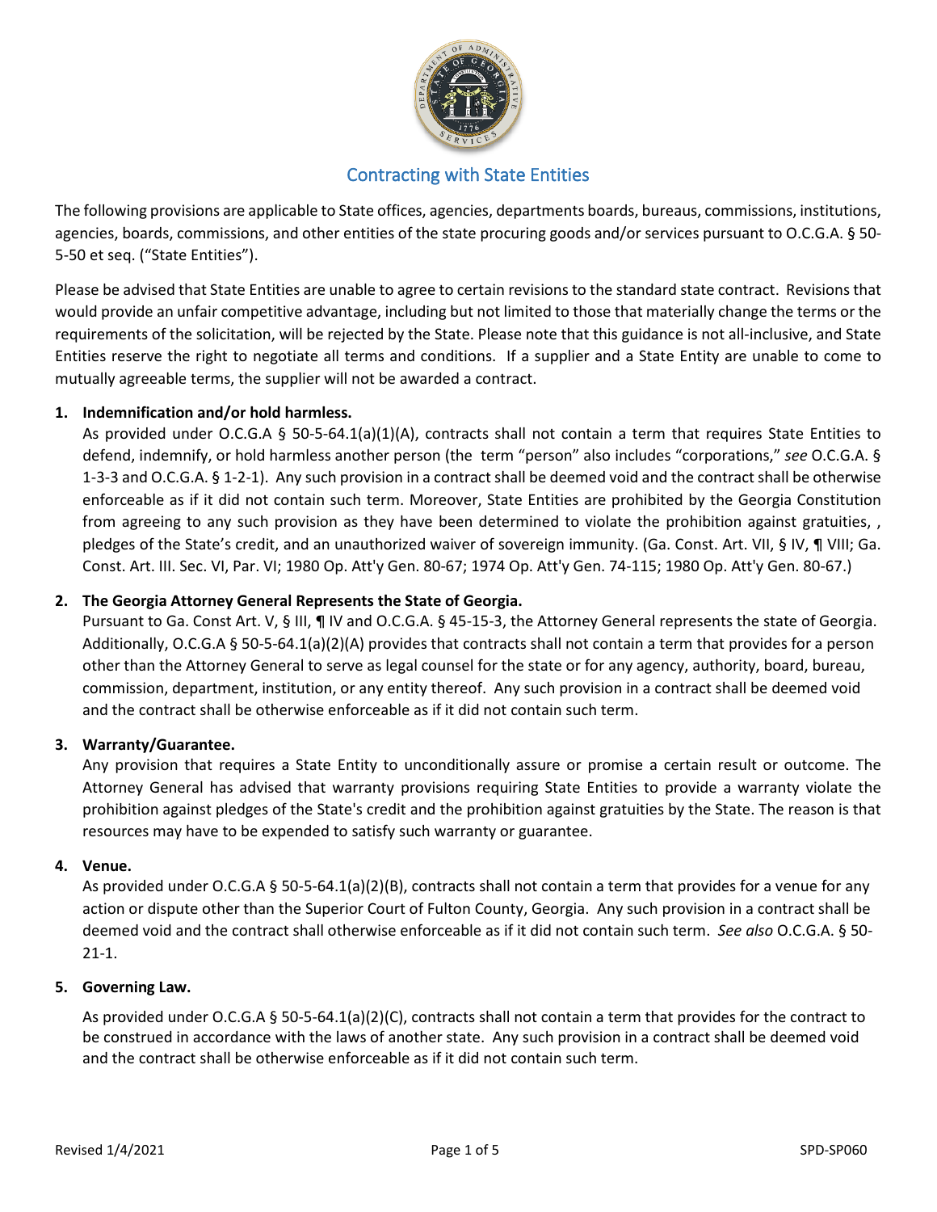# Contracting with State Entities

The following provisions are applicable to State offices, agencies, departments boards, bureaus, commissions, institutions, agencies, boards, commissions, and other entities of the state procuring goods and/or services pursuant to O.C.G.A. § 50-5-50 et seq. ("State Entities").

Please be advised that State Entities are unable to agree to certain revisions to the standard state contract. Revisions that would provide an unfair competitive advantage, including but not limited to those that materially change the terms or the requirements of the solicitation, will be rejected by the State. Please note that this guidance is not all-inclusive, and State Entities reserve the right to negotiate all terms and conditions. If a supplier and a State Entity are unable to come to mutually agreeable terms, the supplier will not be awarded a contract.

1. **Indemnification and/or hold harmless.**
   As provided under O.C.G.A § 50-5-64.1(a)(1)(A), contracts shall not contain a term that requires State Entities to defend, indemnify, or hold harmless another person (the term "person" also includes "corporations," *see* O.C.G.A. § 1-3-3 and O.C.G.A. § 1-2-1). Any such provision in a contract shall be deemed void and the contract shall be otherwise enforceable as if it did not contain such term. Moreover, State Entities are prohibited by the Georgia Constitution from agreeing to any such provision as they have been determined to violate the prohibition against gratuities, , pledges of the State's credit, and an unauthorized waiver of sovereign immunity. (Ga. Const. Art. VII, § IV, ¶ VIII; Ga. Const. Art. III. Sec. VI, Par. VI; 1980 Op. Att'y Gen. 80-67; 1974 Op. Att'y Gen. 74-115; 1980 Op. Att'y Gen. 80-67.)

2. **The Georgia Attorney General Represents the State of Georgia.**
   Pursuant to Ga. Const Art. V, § III, ¶ IV and O.C.G.A. § 45-15-3, the Attorney General represents the state of Georgia. Additionally, O.C.G.A § 50-5-64.1(a)(2)(A) provides that contracts shall not contain a term that provides for a person other than the Attorney General to serve as legal counsel for the state or for any agency, authority, board, bureau, commission, department, institution, or any entity thereof. Any such provision in a contract shall be deemed void and the contract shall be otherwise enforceable as if it did not contain such term.

3. **Warranty/Guarantee.**
   Any provision that requires a State Entity to unconditionally assure or promise a certain result or outcome. The Attorney General has advised that warranty provisions requiring State Entities to provide a warranty violate the prohibition against pledges of the State's credit and the prohibition against gratuities by the State. The reason is that resources may have to be expended to satisfy such warranty or guarantee.

4. **Venue.**
   As provided under O.C.G.A § 50-5-64.1(a)(2)(B), contracts shall not contain a term that provides for a venue for any action or dispute other than the Superior Court of Fulton County, Georgia. Any such provision in a contract shall be deemed void and the contract shall otherwise enforceable as if it did not contain such term. *See also* O.C.G.A. § 50-21-1.

5. **Governing Law.**

   As provided under O.C.G.A § 50-5-64.1(a)(2)(C), contracts shall not contain a term that provides for the contract to be construed in accordance with the laws of another state. Any such provision in a contract shall be deemed void and the contract shall be otherwise enforceable as if it did not contain such term.

Revised 1/4/2021 SPD-SP060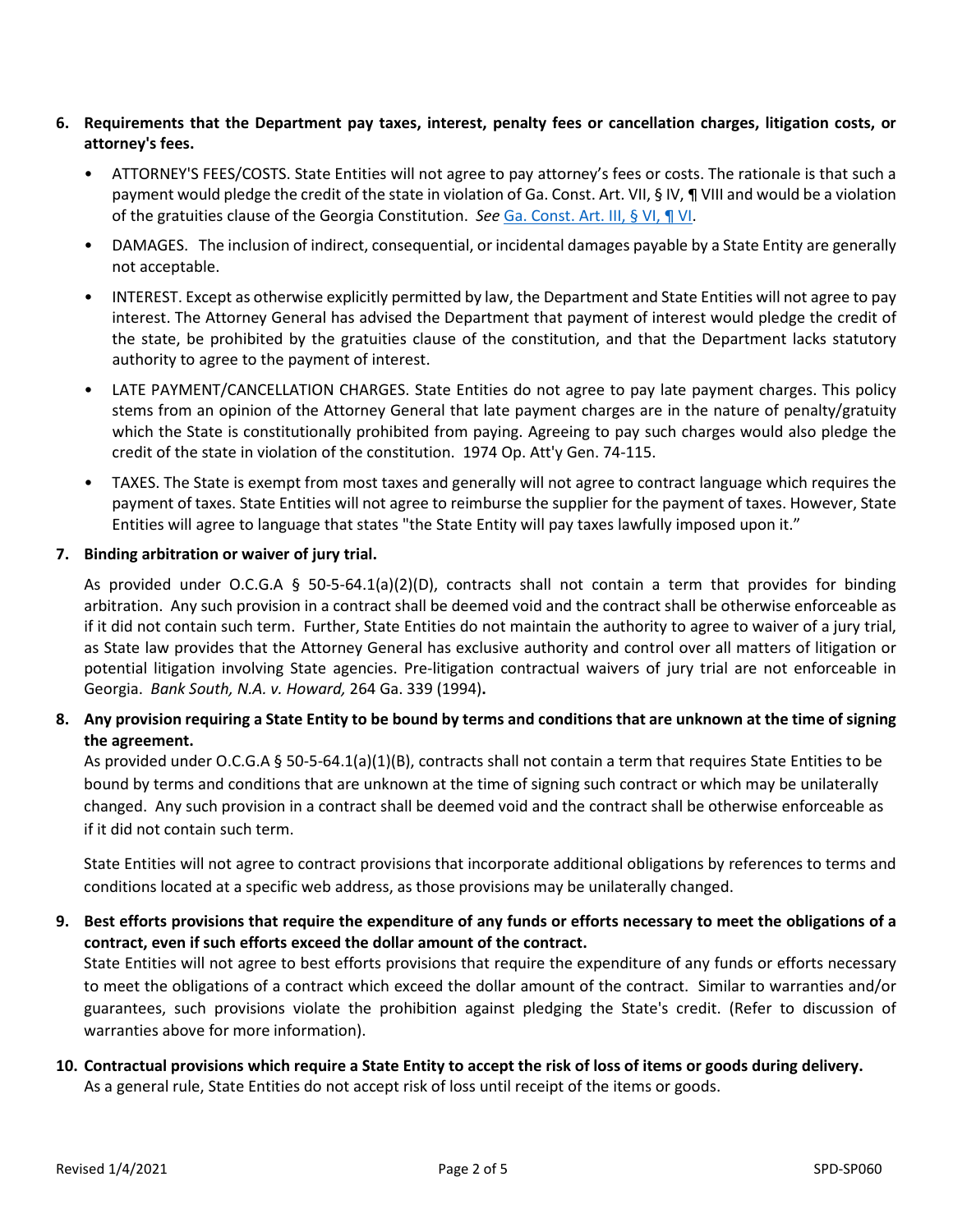6. **Requirements that the Department pay taxes, interest, penalty fees or cancellation charges, litigation costs, or attorney's fees.**

   - ATTORNEY'S FEES/COSTS. State Entities will not agree to pay attorney's fees or costs. The rationale is that such a payment would pledge the credit of the state in violation of Ga. Const. Art. VII, § IV, ¶ VIII and would be a violation of the gratuities clause of the Georgia Constitution. *See* Ga. Const. Art. III, § VI, ¶ VI.
   - DAMAGES. The inclusion of indirect, consequential, or incidental damages payable by a State Entity are generally not acceptable.
   - INTEREST. Except as otherwise explicitly permitted by law, the Department and State Entities will not agree to pay interest. The Attorney General has advised the Department that payment of interest would pledge the credit of the state, be prohibited by the gratuities clause of the constitution, and that the Department lacks statutory authority to agree to the payment of interest.
   - LATE PAYMENT/CANCELLATION CHARGES. State Entities do not agree to pay late payment charges. This policy stems from an opinion of the Attorney General that late payment charges are in the nature of penalty/gratuity which the State is constitutionally prohibited from paying. Agreeing to pay such charges would also pledge the credit of the state in violation of the constitution. 1974 Op. Att'y Gen. 74-115.
   - TAXES. The State is exempt from most taxes and generally will not agree to contract language which requires the payment of taxes. State Entities will not agree to reimburse the supplier for the payment of taxes. However, State Entities will agree to language that states "the State Entity will pay taxes lawfully imposed upon it."

7. **Binding arbitration or waiver of jury trial.**

   As provided under O.C.G.A § 50-5-64.1(a)(2)(D), contracts shall not contain a term that provides for binding arbitration. Any such provision in a contract shall be deemed void and the contract shall be otherwise enforceable as if it did not contain such term. Further, State Entities do not maintain the authority to agree to waiver of a jury trial, as State law provides that the Attorney General has exclusive authority and control over all matters of litigation or potential litigation involving State agencies. Pre-litigation contractual waivers of jury trial are not enforceable in Georgia. *Bank South, N.A. v. Howard,* 264 Ga. 339 (1994)**.**

8. **Any provision requiring a State Entity to be bound by terms and conditions that are unknown at the time of signing the agreement.**

   As provided under O.C.G.A § 50-5-64.1(a)(1)(B), contracts shall not contain a term that requires State Entities to be bound by terms and conditions that are unknown at the time of signing such contract or which may be unilaterally changed. Any such provision in a contract shall be deemed void and the contract shall be otherwise enforceable as if it did not contain such term.

   State Entities will not agree to contract provisions that incorporate additional obligations by references to terms and conditions located at a specific web address, as those provisions may be unilaterally changed.

9. **Best efforts provisions that require the expenditure of any funds or efforts necessary to meet the obligations of a contract, even if such efforts exceed the dollar amount of the contract.**

   State Entities will not agree to best efforts provisions that require the expenditure of any funds or efforts necessary to meet the obligations of a contract which exceed the dollar amount of the contract. Similar to warranties and/or guarantees, such provisions violate the prohibition against pledging the State's credit. (Refer to discussion of warranties above for more information).

10. **Contractual provisions which require a State Entity to accept the risk of loss of items or goods during delivery.**

    As a general rule, State Entities do not accept risk of loss until receipt of the items or goods.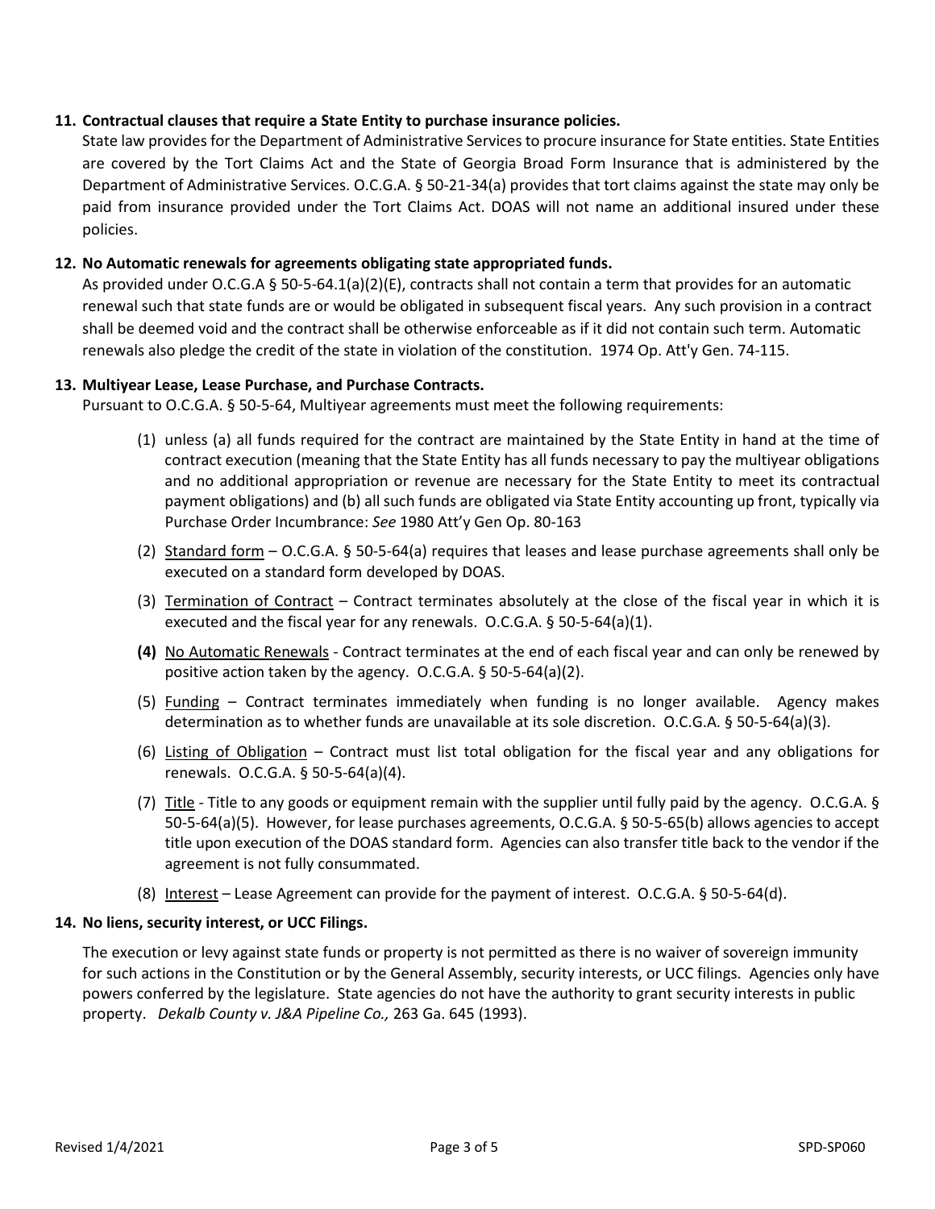**11. Contractual clauses that require a State Entity to purchase insurance policies.**

State law provides for the Department of Administrative Services to procure insurance for State entities. State Entities are covered by the Tort Claims Act and the State of Georgia Broad Form Insurance that is administered by the Department of Administrative Services. O.C.G.A. § 50-21-34(a) provides that tort claims against the state may only be paid from insurance provided under the Tort Claims Act. DOAS will not name an additional insured under these policies.

**12. No Automatic renewals for agreements obligating state appropriated funds.**

As provided under O.C.G.A § 50-5-64.1(a)(2)(E), contracts shall not contain a term that provides for an automatic renewal such that state funds are or would be obligated in subsequent fiscal years. Any such provision in a contract shall be deemed void and the contract shall be otherwise enforceable as if it did not contain such term. Automatic renewals also pledge the credit of the state in violation of the constitution. 1974 Op. Att'y Gen. 74-115.

**13. Multiyear Lease, Lease Purchase, and Purchase Contracts.**

Pursuant to O.C.G.A. § 50-5-64, Multiyear agreements must meet the following requirements:

(1) unless (a) all funds required for the contract are maintained by the State Entity in hand at the time of contract execution (meaning that the State Entity has all funds necessary to pay the multiyear obligations and no additional appropriation or revenue are necessary for the State Entity to meet its contractual payment obligations) and (b) all such funds are obligated via State Entity accounting up front, typically via Purchase Order Incumbrance: *See* 1980 Att'y Gen Op. 80-163

(2) Standard form – O.C.G.A. § 50-5-64(a) requires that leases and lease purchase agreements shall only be executed on a standard form developed by DOAS.

(3) Termination of Contract – Contract terminates absolutely at the close of the fiscal year in which it is executed and the fiscal year for any renewals. O.C.G.A. § 50-5-64(a)(1).

**(4)** No Automatic Renewals - Contract terminates at the end of each fiscal year and can only be renewed by positive action taken by the agency. O.C.G.A. § 50-5-64(a)(2).

(5) Funding – Contract terminates immediately when funding is no longer available. Agency makes determination as to whether funds are unavailable at its sole discretion. O.C.G.A. § 50-5-64(a)(3).

(6) Listing of Obligation – Contract must list total obligation for the fiscal year and any obligations for renewals. O.C.G.A. § 50-5-64(a)(4).

(7) Title - Title to any goods or equipment remain with the supplier until fully paid by the agency. O.C.G.A. § 50-5-64(a)(5). However, for lease purchases agreements, O.C.G.A. § 50-5-65(b) allows agencies to accept title upon execution of the DOAS standard form. Agencies can also transfer title back to the vendor if the agreement is not fully consummated.

(8) Interest – Lease Agreement can provide for the payment of interest. O.C.G.A. § 50-5-64(d).

**14. No liens, security interest, or UCC Filings.**

The execution or levy against state funds or property is not permitted as there is no waiver of sovereign immunity for such actions in the Constitution or by the General Assembly, security interests, or UCC filings. Agencies only have powers conferred by the legislature. State agencies do not have the authority to grant security interests in public property. *Dekalb County v. J&A Pipeline Co.,* 263 Ga. 645 (1993).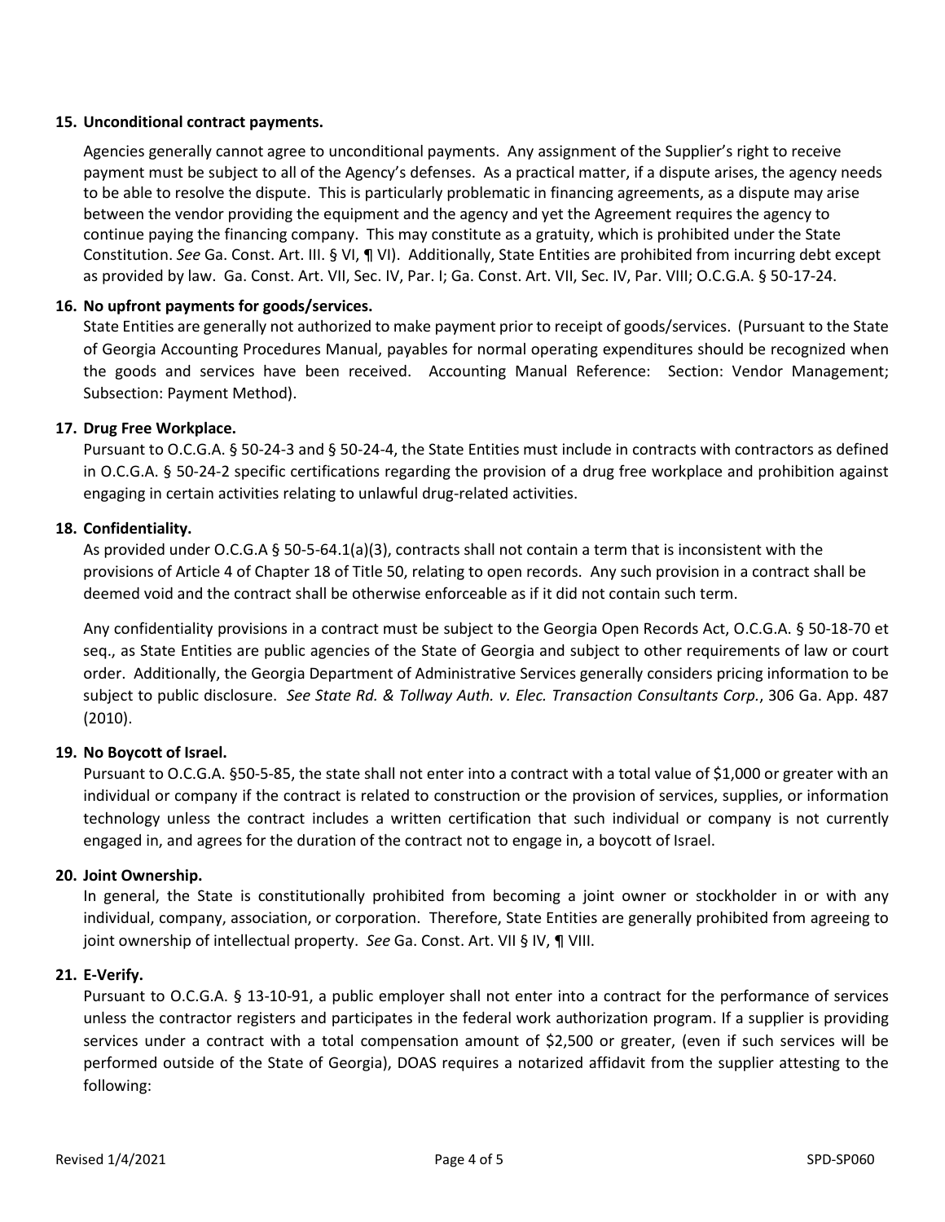**15. Unconditional contract payments.**

Agencies generally cannot agree to unconditional payments. Any assignment of the Supplier's right to receive payment must be subject to all of the Agency's defenses. As a practical matter, if a dispute arises, the agency needs to be able to resolve the dispute. This is particularly problematic in financing agreements, as a dispute may arise between the vendor providing the equipment and the agency and yet the Agreement requires the agency to continue paying the financing company. This may constitute as a gratuity, which is prohibited under the State Constitution. *See* Ga. Const. Art. III. § VI, ¶ VI). Additionally, State Entities are prohibited from incurring debt except as provided by law. Ga. Const. Art. VII, Sec. IV, Par. I; Ga. Const. Art. VII, Sec. IV, Par. VIII; O.C.G.A. § 50-17-24.

**16. No upfront payments for goods/services.**

State Entities are generally not authorized to make payment prior to receipt of goods/services. (Pursuant to the State of Georgia Accounting Procedures Manual, payables for normal operating expenditures should be recognized when the goods and services have been received. Accounting Manual Reference: Section: Vendor Management; Subsection: Payment Method).

**17. Drug Free Workplace.**

Pursuant to O.C.G.A. § 50-24-3 and § 50-24-4, the State Entities must include in contracts with contractors as defined in O.C.G.A. § 50-24-2 specific certifications regarding the provision of a drug free workplace and prohibition against engaging in certain activities relating to unlawful drug-related activities.

**18. Confidentiality.**

As provided under O.C.G.A § 50-5-64.1(a)(3), contracts shall not contain a term that is inconsistent with the provisions of Article 4 of Chapter 18 of Title 50, relating to open records. Any such provision in a contract shall be deemed void and the contract shall be otherwise enforceable as if it did not contain such term.

Any confidentiality provisions in a contract must be subject to the Georgia Open Records Act, O.C.G.A. § 50-18-70 et seq., as State Entities are public agencies of the State of Georgia and subject to other requirements of law or court order. Additionally, the Georgia Department of Administrative Services generally considers pricing information to be subject to public disclosure. *See State Rd. & Tollway Auth. v. Elec. Transaction Consultants Corp.*, 306 Ga. App. 487 (2010).

**19. No Boycott of Israel.**

Pursuant to O.C.G.A. §50-5-85, the state shall not enter into a contract with a total value of $1,000 or greater with an individual or company if the contract is related to construction or the provision of services, supplies, or information technology unless the contract includes a written certification that such individual or company is not currently engaged in, and agrees for the duration of the contract not to engage in, a boycott of Israel.

**20. Joint Ownership.**

In general, the State is constitutionally prohibited from becoming a joint owner or stockholder in or with any individual, company, association, or corporation. Therefore, State Entities are generally prohibited from agreeing to joint ownership of intellectual property. *See* Ga. Const. Art. VII § IV, ¶ VIII.

**21. E-Verify.**

Pursuant to O.C.G.A. § 13-10-91, a public employer shall not enter into a contract for the performance of services unless the contractor registers and participates in the federal work authorization program. If a supplier is providing services under a contract with a total compensation amount of $2,500 or greater, (even if such services will be performed outside of the State of Georgia), DOAS requires a notarized affidavit from the supplier attesting to the following: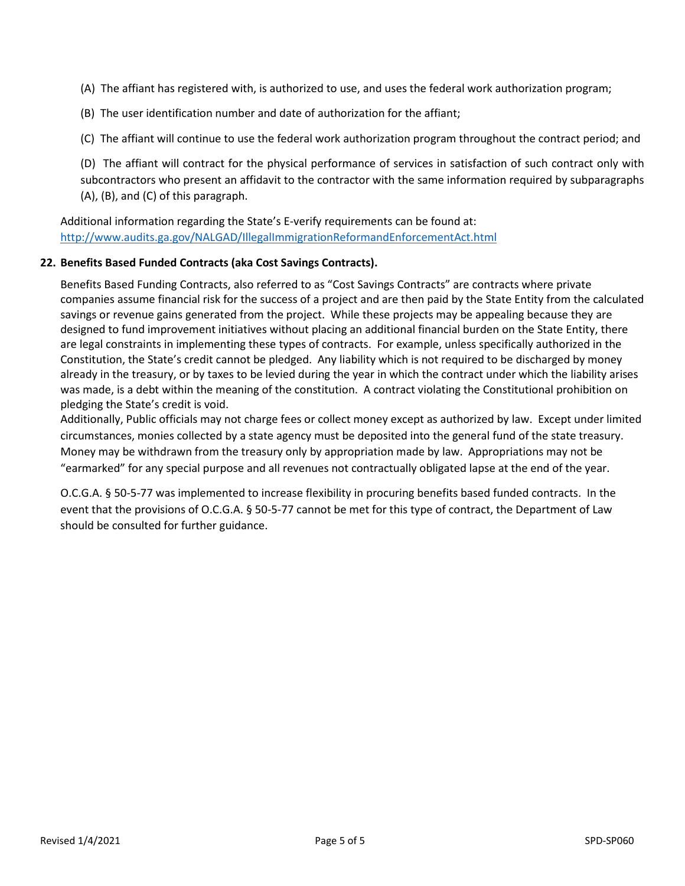(A) The affiant has registered with, is authorized to use, and uses the federal work authorization program;

(B) The user identification number and date of authorization for the affiant;

(C) The affiant will continue to use the federal work authorization program throughout the contract period; and

(D) The affiant will contract for the physical performance of services in satisfaction of such contract only with subcontractors who present an affidavit to the contractor with the same information required by subparagraphs (A), (B), and (C) of this paragraph.

Additional information regarding the State's E-verify requirements can be found at: [http://www.audits.ga.gov/NALGAD/IllegalImmigrationReformandEnforcementAct.html](http://www.audits.ga.gov/NALGAD/IllegalImmigrationReformandEnforcementAct.html)

**22. Benefits Based Funded Contracts (aka Cost Savings Contracts).**

Benefits Based Funding Contracts, also referred to as "Cost Savings Contracts" are contracts where private companies assume financial risk for the success of a project and are then paid by the State Entity from the calculated savings or revenue gains generated from the project. While these projects may be appealing because they are designed to fund improvement initiatives without placing an additional financial burden on the State Entity, there are legal constraints in implementing these types of contracts. For example, unless specifically authorized in the Constitution, the State's credit cannot be pledged. Any liability which is not required to be discharged by money already in the treasury, or by taxes to be levied during the year in which the contract under which the liability arises was made, is a debt within the meaning of the constitution. A contract violating the Constitutional prohibition on pledging the State's credit is void.
Additionally, Public officials may not charge fees or collect money except as authorized by law. Except under limited circumstances, monies collected by a state agency must be deposited into the general fund of the state treasury. Money may be withdrawn from the treasury only by appropriation made by law. Appropriations may not be "earmarked" for any special purpose and all revenues not contractually obligated lapse at the end of the year.

O.C.G.A. § 50-5-77 was implemented to increase flexibility in procuring benefits based funded contracts. In the event that the provisions of O.C.G.A. § 50-5-77 cannot be met for this type of contract, the Department of Law should be consulted for further guidance.